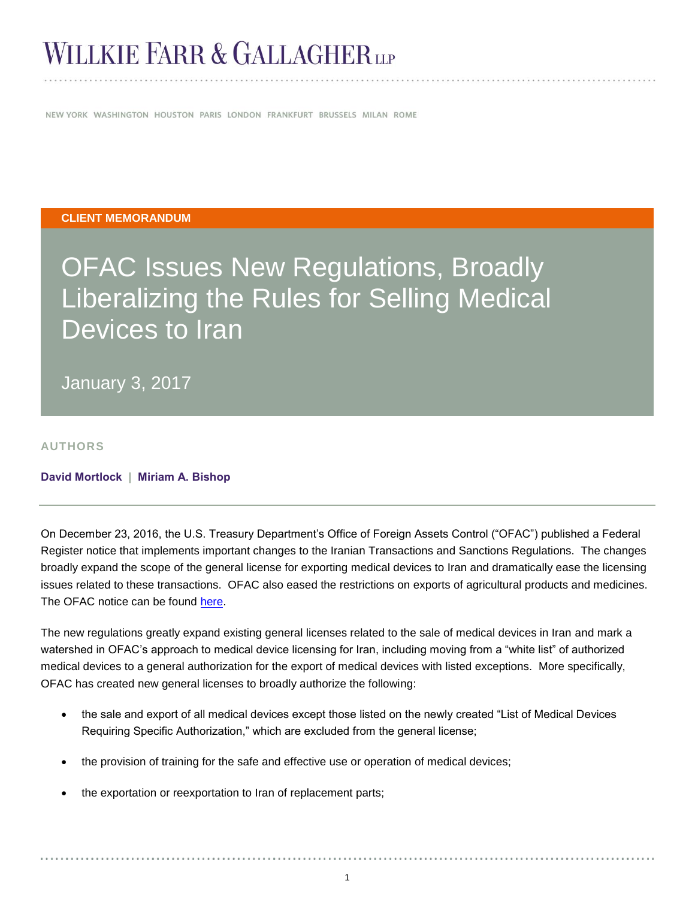# WILLKIE FARR & GALLAGHER LLP

NEW YORK WASHINGTON HOUSTON PARIS LONDON FRANKFURT BRUSSELS MILAN ROME

**CLIENT MEMORANDUM**

# OFAC Issues New Regulations, Broadly Liberalizing the Rules for Selling Medical Devices to Iran

January 3, 2017

**AUTHORS**

**David Mortlock | Miriam A. Bishop**

On December 23, 2016, the U.S. Treasury Department's Office of Foreign Assets Control ("OFAC") published a Federal Register notice that implements important changes to the Iranian Transactions and Sanctions Regulations. The changes broadly expand the scope of the general license for exporting medical devices to Iran and dramatically ease the licensing issues related to these transactions. OFAC also eased the restrictions on exports of agricultural products and medicines. The OFAC notice can be found here.

The new regulations greatly expand existing general licenses related to the sale of medical devices in Iran and mark a watershed in OFAC's approach to medical device licensing for Iran, including moving from a "white list" of authorized medical devices to a general authorization for the export of medical devices with listed exceptions. More specifically, OFAC has created new general licenses to broadly authorize the following:

- the sale and export of all medical devices except those listed on the newly created "List of Medical Devices Requiring Specific Authorization," which are excluded from the general license;
- the provision of training for the safe and effective use or operation of medical devices;
- the exportation or reexportation to Iran of replacement parts;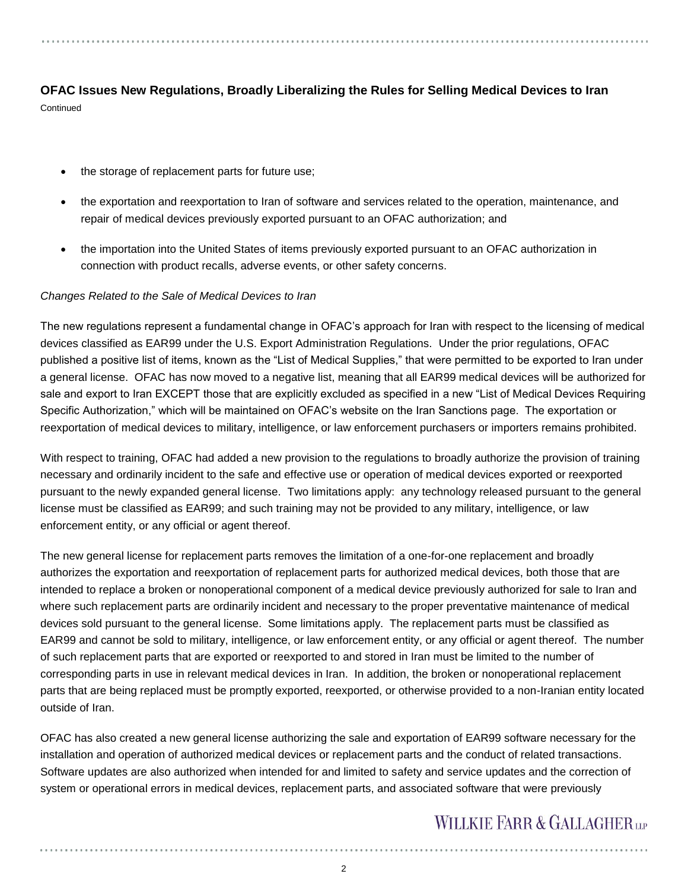- the storage of replacement parts for future use;
- the exportation and reexportation to Iran of software and services related to the operation, maintenance, and repair of medical devices previously exported pursuant to an OFAC authorization; and
- the importation into the United States of items previously exported pursuant to an OFAC authorization in connection with product recalls, adverse events, or other safety concerns.

*Changes Related to the Sale of Medical Devices to Iran*

The new regulations represent a fundamental change in OFAC's approach for Iran with respect to the licensing of medical devices classified as EAR99 under the U.S. Export Administration Regulations. Under the prior regulations, OFAC published a positive list of items, known as the "List of Medical Supplies," that were permitted to be exported to Iran under a general license. OFAC has now moved to a negative list, meaning that all EAR99 medical devices will be authorized for sale and export to Iran EXCEPT those that are explicitly excluded as specified in a new "List of Medical Devices Requiring Specific Authorization," which will be maintained on OFAC's website on the Iran Sanctions page. The exportation or reexportation of medical devices to military, intelligence, or law enforcement purchasers or importers remains prohibited.

With respect to training, OFAC had added a new provision to the regulations to broadly authorize the provision of training necessary and ordinarily incident to the safe and effective use or operation of medical devices exported or reexported pursuant to the newly expanded general license. Two limitations apply: any technology released pursuant to the general license must be classified as EAR99; and such training may not be provided to any military, intelligence, or law enforcement entity, or any official or agent thereof.

The new general license for replacement parts removes the limitation of a one-for-one replacement and broadly authorizes the exportation and reexportation of replacement parts for authorized medical devices, both those that are intended to replace a broken or nonoperational component of a medical device previously authorized for sale to Iran and where such replacement parts are ordinarily incident and necessary to the proper preventative maintenance of medical devices sold pursuant to the general license. Some limitations apply. The replacement parts must be classified as EAR99 and cannot be sold to military, intelligence, or law enforcement entity, or any official or agent thereof. The number of such replacement parts that are exported or reexported to and stored in Iran must be limited to the number of corresponding parts in use in relevant medical devices in Iran. In addition, the broken or nonoperational replacement parts that are being replaced must be promptly exported, reexported, or otherwise provided to a non-Iranian entity located outside of Iran.

OFAC has also created a new general license authorizing the sale and exportation of EAR99 software necessary for the installation and operation of authorized medical devices or replacement parts and the conduct of related transactions. Software updates are also authorized when intended for and limited to safety and service updates and the correction of system or operational errors in medical devices, replacement parts, and associated software that were previously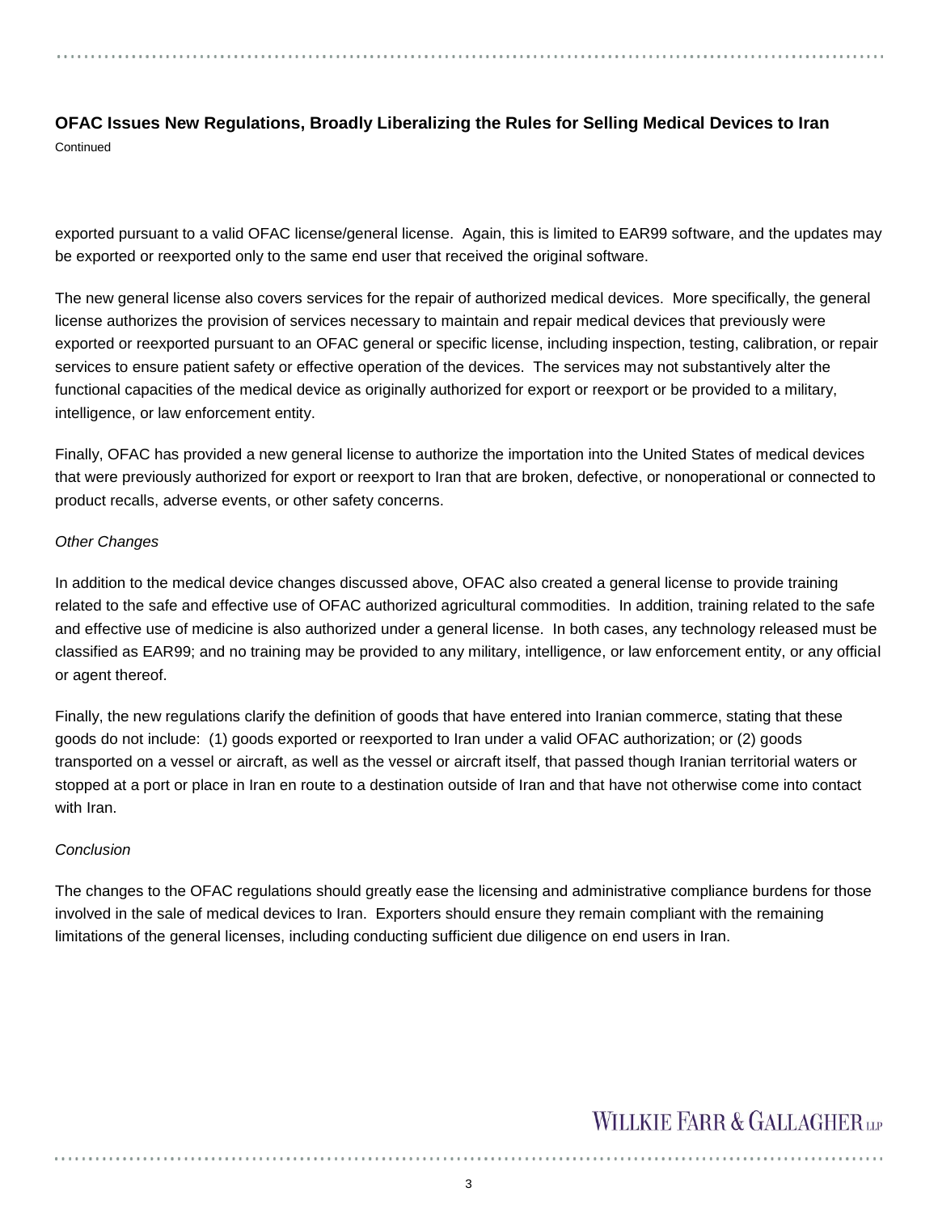exported pursuant to a valid OFAC license/general license.  Again, this is limited to EAR99 software, and the updates may be exported or reexported only to the same end user that received the original software.

The new general license also covers services for the repair of authorized medical devices.  More specifically, the general license authorizes the provision of services necessary to maintain and repair medical devices that previously were exported or reexported pursuant to an OFAC general or specific license, including inspection, testing, calibration, or repair services to ensure patient safety or effective operation of the devices.  The services may not substantively alter the functional capacities of the medical device as originally authorized for export or reexport or be provided to a military, intelligence, or law enforcement entity.

Finally, OFAC has provided a new general license to authorize the importation into the United States of medical devices that were previously authorized for export or reexport to Iran that are broken, defective, or nonoperational or connected to product recalls, adverse events, or other safety concerns.

*Other Changes*

In addition to the medical device changes discussed above, OFAC also created a general license to provide training related to the safe and effective use of OFAC authorized agricultural commodities.  In addition, training related to the safe and effective use of medicine is also authorized under a general license.  In both cases, any technology released must be classified as EAR99; and no training may be provided to any military, intelligence, or law enforcement entity, or any official or agent thereof.

Finally, the new regulations clarify the definition of goods that have entered into Iranian commerce, stating that these goods do not include:  (1) goods exported or reexported to Iran under a valid OFAC authorization; or (2) goods transported on a vessel or aircraft, as well as the vessel or aircraft itself, that passed though Iranian territorial waters or stopped at a port or place in Iran en route to a destination outside of Iran and that have not otherwise come into contact with Iran.

*Conclusion*

The changes to the OFAC regulations should greatly ease the licensing and administrative compliance burdens for those involved in the sale of medical devices to Iran.  Exporters should ensure they remain compliant with the remaining limitations of the general licenses, including conducting sufficient due diligence on end users in Iran.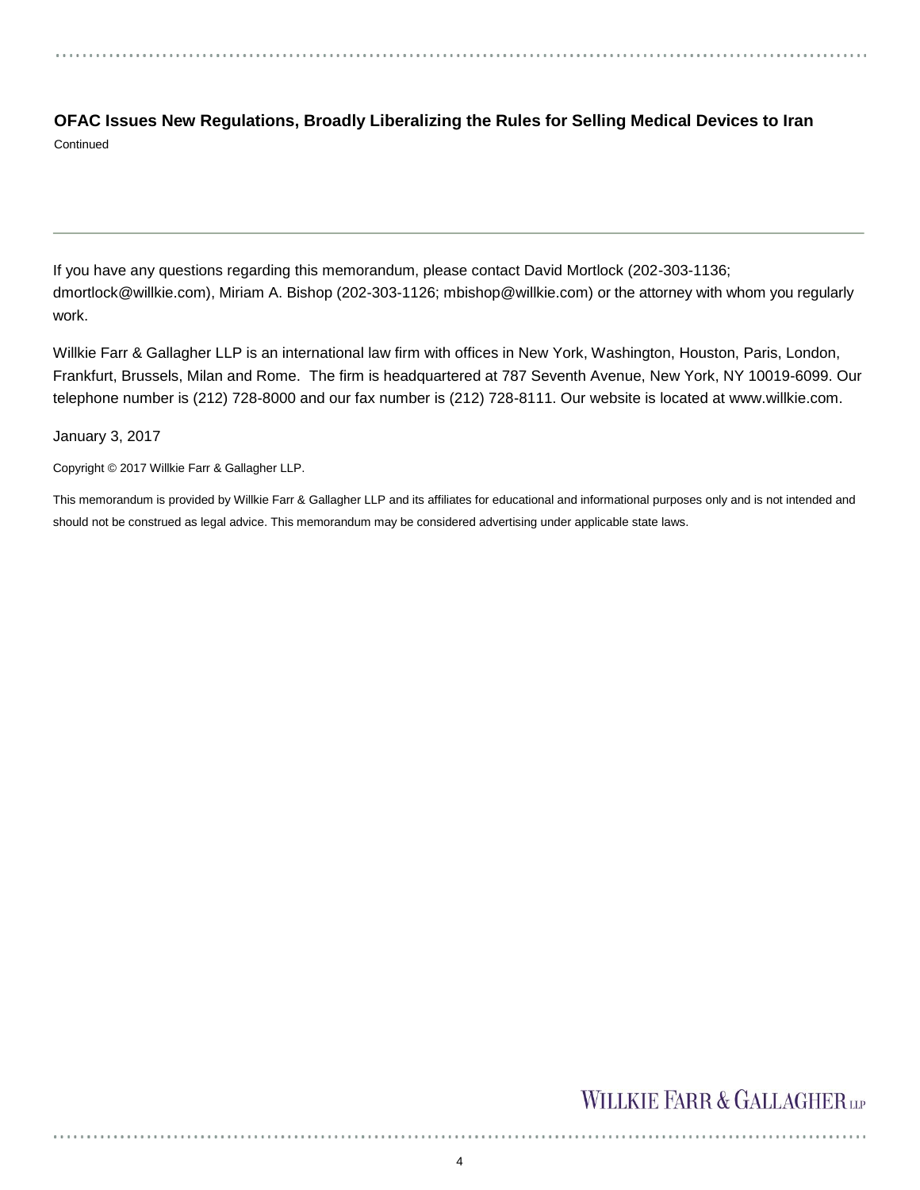If you have any questions regarding this memorandum, please contact David Mortlock (202-303-1136; dmortlock@willkie.com), Miriam A. Bishop (202-303-1126; mbishop@willkie.com) or the attorney with whom you regularly work.

Willkie Farr & Gallagher LLP is an international law firm with offices in New York, Washington, Houston, Paris, London, Frankfurt, Brussels, Milan and Rome. The firm is headquartered at 787 Seventh Avenue, New York, NY 10019-6099. Our telephone number is (212) 728-8000 and our fax number is (212) 728-8111. Our website is located at www.willkie.com.

January 3, 2017

Copyright © 2017 Willkie Farr & Gallagher LLP.

This memorandum is provided by Willkie Farr & Gallagher LLP and its affiliates for educational and informational purposes only and is not intended and should not be construed as legal advice. This memorandum may be considered advertising under applicable state laws.